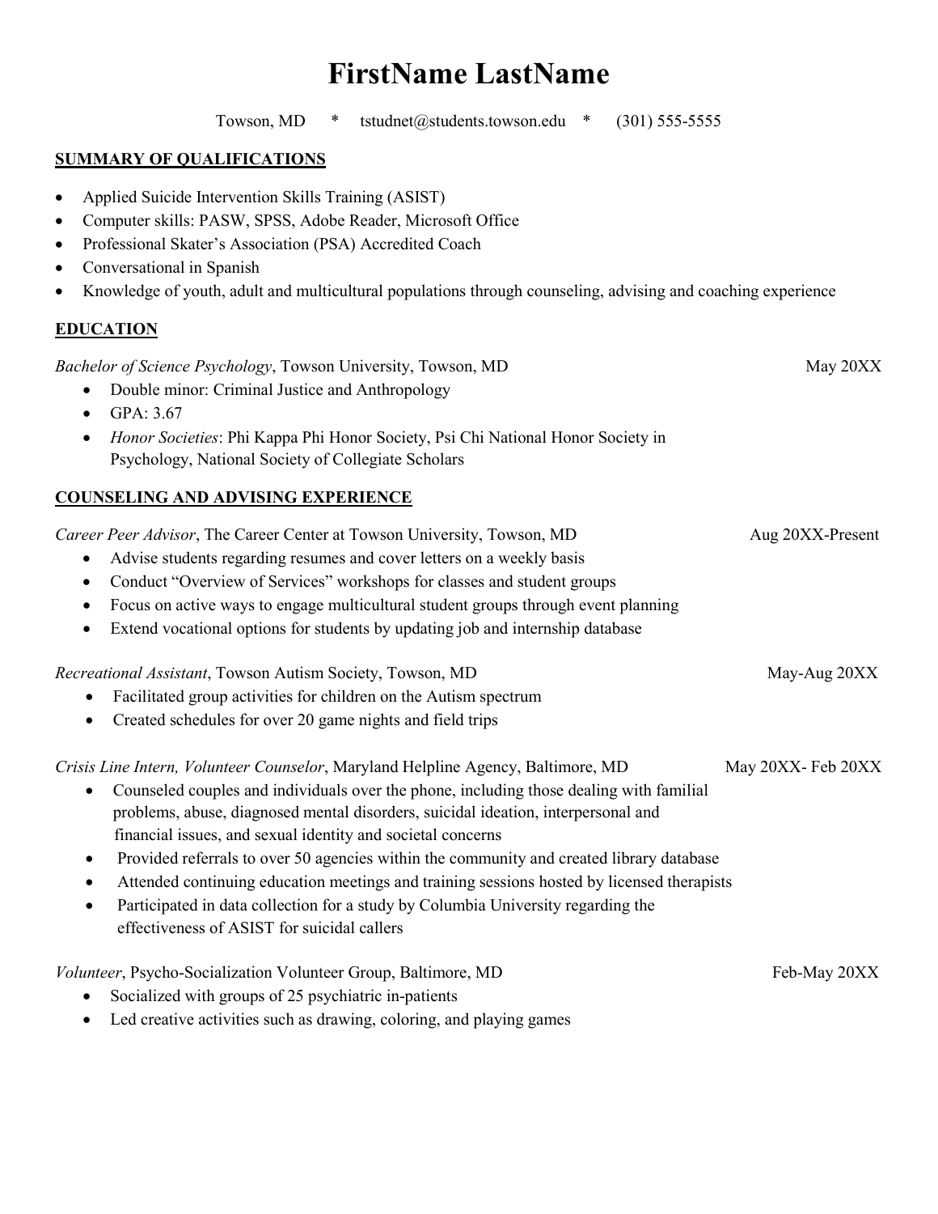# FirstName LastName

Towson, MD * tstudnet@students.towson.edu * (301) 555-5555

## SUMMARY OF QUALIFICATIONS

- Applied Suicide Intervention Skills Training (ASIST)
- Computer skills: PASW, SPSS, Adobe Reader, Microsoft Office
- Professional Skater's Association (PSA) Accredited Coach
- Conversational in Spanish
- Knowledge of youth, adult and multicultural populations through counseling, advising and coaching experience

## EDUCATION

*Bachelor of Science Psychology*, Towson University, Towson, MD — May 20XX

- Double minor: Criminal Justice and Anthropology
- GPA: 3.67
- *Honor Societies*: Phi Kappa Phi Honor Society, Psi Chi National Honor Society in Psychology, National Society of Collegiate Scholars

## COUNSELING AND ADVISING EXPERIENCE

*Career Peer Advisor*, The Career Center at Towson University, Towson, MD — Aug 20XX-Present

- Advise students regarding resumes and cover letters on a weekly basis
- Conduct "Overview of Services" workshops for classes and student groups
- Focus on active ways to engage multicultural student groups through event planning
- Extend vocational options for students by updating job and internship database

*Recreational Assistant*, Towson Autism Society, Towson, MD — May-Aug 20XX

- Facilitated group activities for children on the Autism spectrum
- Created schedules for over 20 game nights and field trips

*Crisis Line Intern, Volunteer Counselor*, Maryland Helpline Agency, Baltimore, MD — May 20XX- Feb 20XX

- Counseled couples and individuals over the phone, including those dealing with familial problems, abuse, diagnosed mental disorders, suicidal ideation, interpersonal and financial issues, and sexual identity and societal concerns
- Provided referrals to over 50 agencies within the community and created library database
- Attended continuing education meetings and training sessions hosted by licensed therapists
- Participated in data collection for a study by Columbia University regarding the effectiveness of ASIST for suicidal callers

*Volunteer*, Psycho-Socialization Volunteer Group, Baltimore, MD — Feb-May 20XX

- Socialized with groups of 25 psychiatric in-patients
- Led creative activities such as drawing, coloring, and playing games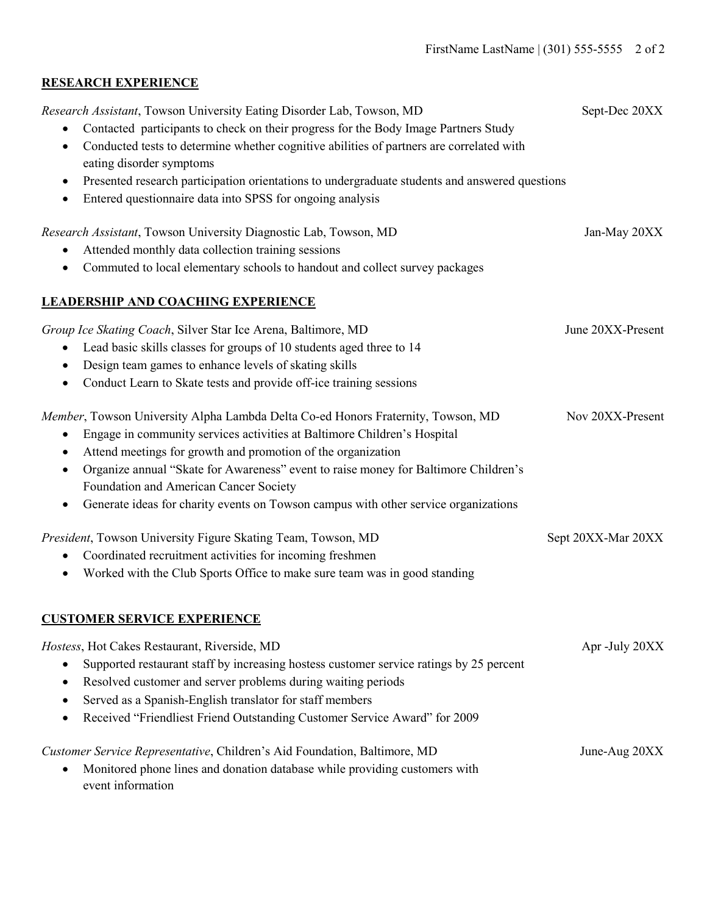## RESEARCH EXPERIENCE

*Research Assistant*, Towson University Eating Disorder Lab, Towson, MD — Sept-Dec 20XX

- Contacted participants to check on their progress for the Body Image Partners Study
- Conducted tests to determine whether cognitive abilities of partners are correlated with eating disorder symptoms
- Presented research participation orientations to undergraduate students and answered questions
- Entered questionnaire data into SPSS for ongoing analysis

*Research Assistant*, Towson University Diagnostic Lab, Towson, MD — Jan-May 20XX

- Attended monthly data collection training sessions
- Commuted to local elementary schools to handout and collect survey packages

## LEADERSHIP AND COACHING EXPERIENCE

*Group Ice Skating Coach*, Silver Star Ice Arena, Baltimore, MD — June 20XX-Present

- Lead basic skills classes for groups of 10 students aged three to 14
- Design team games to enhance levels of skating skills
- Conduct Learn to Skate tests and provide off-ice training sessions

*Member*, Towson University Alpha Lambda Delta Co-ed Honors Fraternity, Towson, MD — Nov 20XX-Present

- Engage in community services activities at Baltimore Children's Hospital
- Attend meetings for growth and promotion of the organization
- Organize annual "Skate for Awareness" event to raise money for Baltimore Children's Foundation and American Cancer Society
- Generate ideas for charity events on Towson campus with other service organizations

*President*, Towson University Figure Skating Team, Towson, MD — Sept 20XX-Mar 20XX

- Coordinated recruitment activities for incoming freshmen
- Worked with the Club Sports Office to make sure team was in good standing

## CUSTOMER SERVICE EXPERIENCE

*Hostess*, Hot Cakes Restaurant, Riverside, MD — Apr -July 20XX

- Supported restaurant staff by increasing hostess customer service ratings by 25 percent
- Resolved customer and server problems during waiting periods
- Served as a Spanish-English translator for staff members
- Received "Friendliest Friend Outstanding Customer Service Award" for 2009

*Customer Service Representative*, Children's Aid Foundation, Baltimore, MD — June-Aug 20XX

- Monitored phone lines and donation database while providing customers with event information